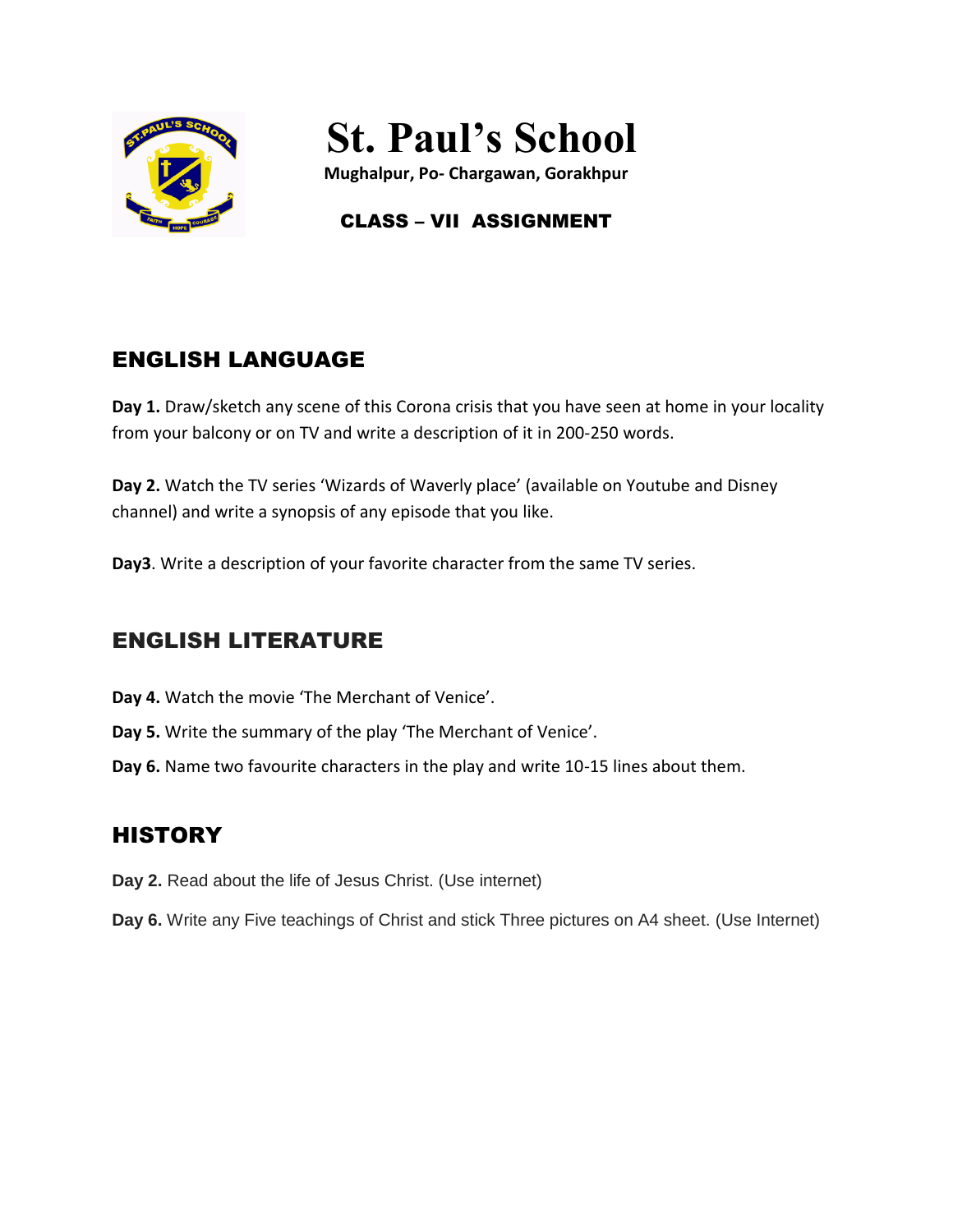# St. Paul's School

**Mughalpur, Po- Chargawan, Gorakhpur**

**CLASS – VII ASSIGNMENT**

## ENGLISH LANGUAGE

**Day 1.** Draw/sketch any scene of this Corona crisis that you have seen at home in your locality from your balcony or on TV and write a description of it in 200-250 words.

**Day 2.** Watch the TV series 'Wizards of Waverly place' (available on Youtube and Disney channel) and write a synopsis of any episode that you like.

**Day3**. Write a description of your favorite character from the same TV series.

## ENGLISH LITERATURE

**Day 4.** Watch the movie 'The Merchant of Venice'.

**Day 5.** Write the summary of the play 'The Merchant of Venice'.

**Day 6.** Name two favourite characters in the play and write 10-15 lines about them.

## HISTORY

**Day 2.** Read about the life of Jesus Christ. (Use internet)

**Day 6.** Write any Five teachings of Christ and stick Three pictures on A4 sheet. (Use Internet)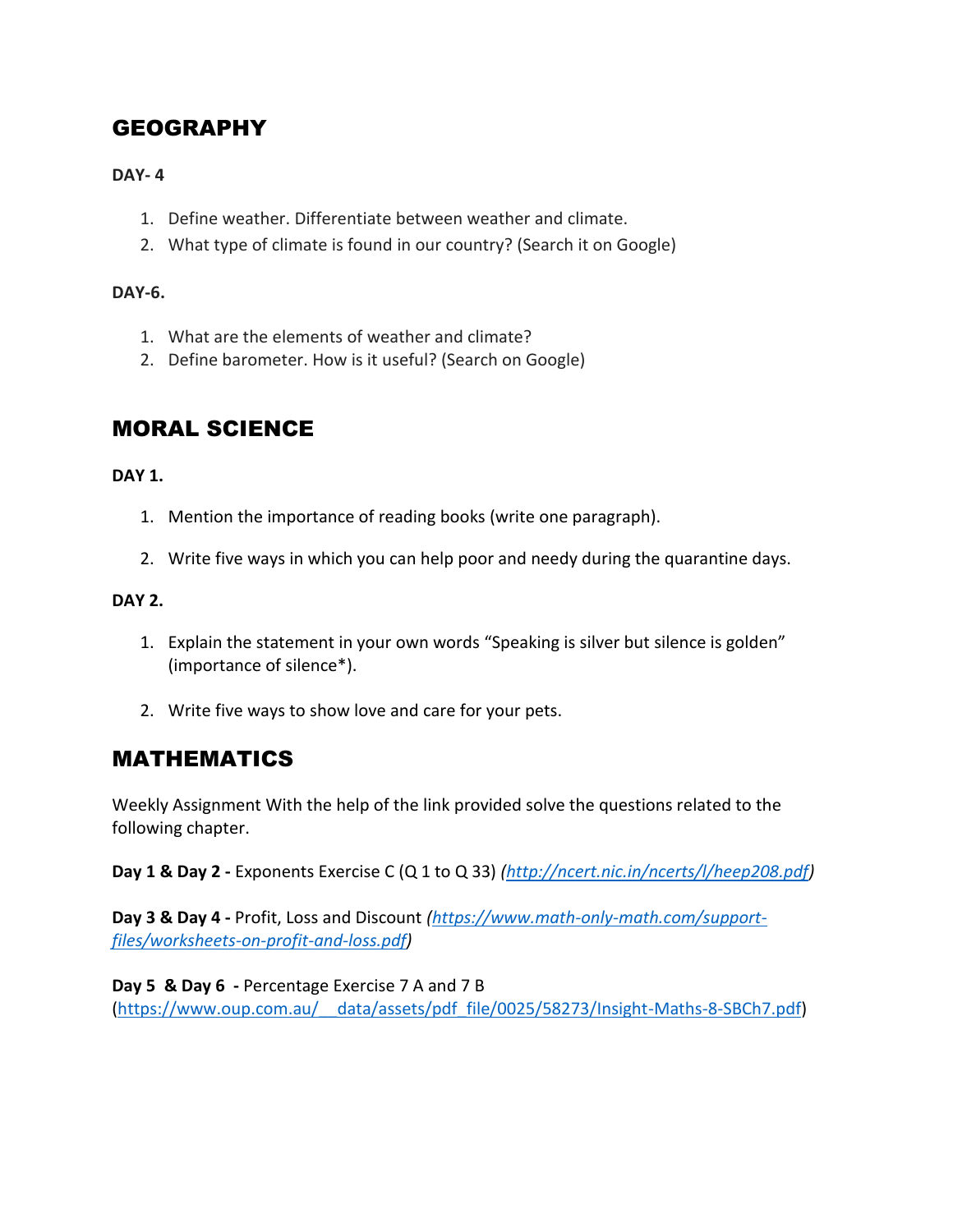## GEOGRAPHY

**DAY- 4**

1. Define weather. Differentiate between weather and climate.
2. What type of climate is found in our country? (Search it on Google)

**DAY-6.**

1. What are the elements of weather and climate?
2. Define barometer. How is it useful? (Search on Google)

## MORAL SCIENCE

**DAY 1.**

1. Mention the importance of reading books (write one paragraph).

2. Write five ways in which you can help poor and needy during the quarantine days.

**DAY 2.**

1. Explain the statement in your own words "Speaking is silver but silence is golden" (importance of silence*).

2. Write five ways to show love and care for your pets.

## MATHEMATICS

Weekly Assignment With the help of the link provided solve the questions related to the following chapter.

**Day 1 & Day 2 -** Exponents Exercise C (Q 1 to Q 33) *(http://ncert.nic.in/ncerts/l/heep208.pdf)*

**Day 3 & Day 4 -** Profit, Loss and Discount *(https://www.math-only-math.com/support-files/worksheets-on-profit-and-loss.pdf)*

**Day 5 & Day 6 -** Percentage Exercise 7 A and 7 B (https://www.oup.com.au/__data/assets/pdf_file/0025/58273/Insight-Maths-8-SBCh7.pdf)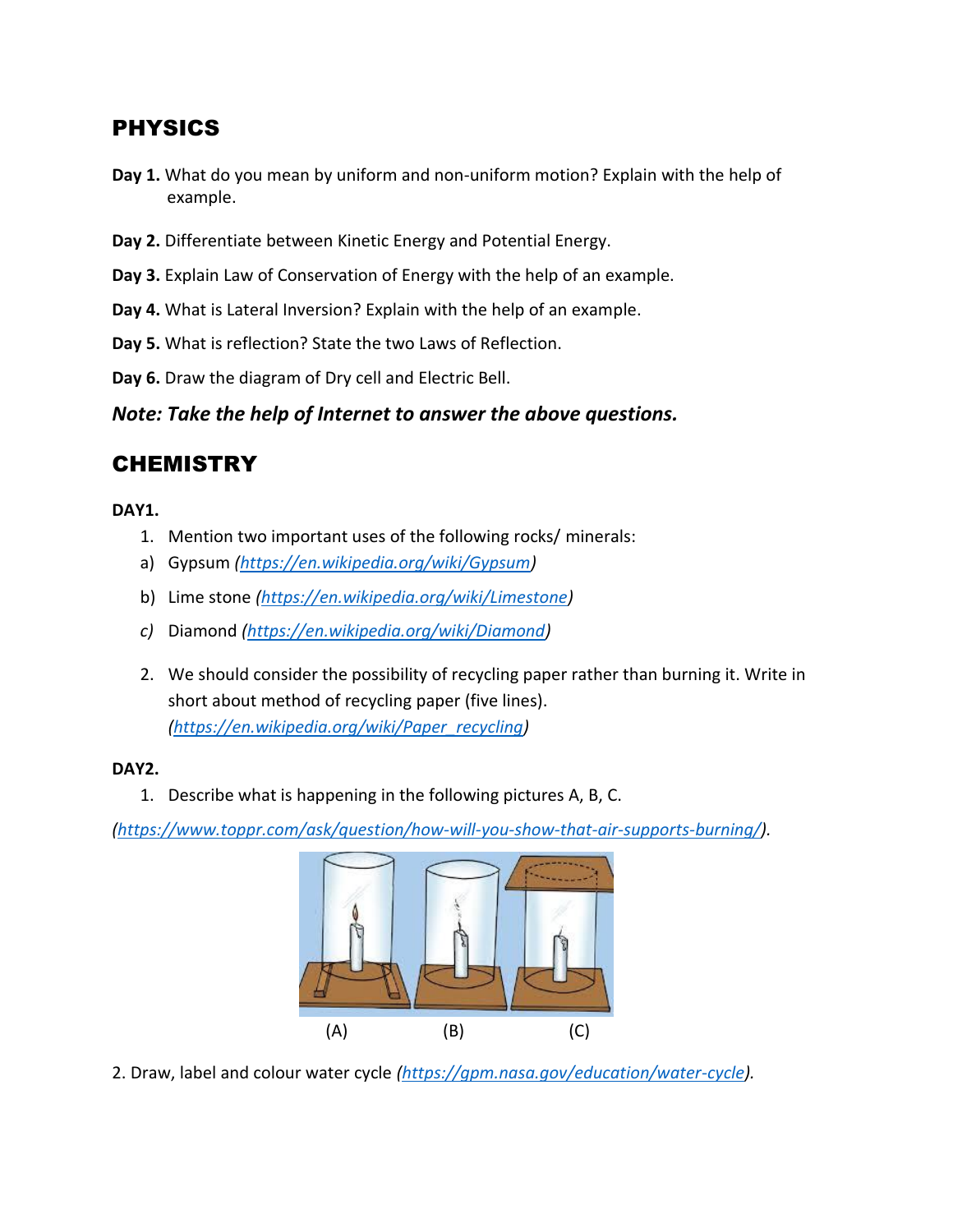## PHYSICS

**Day 1.** What do you mean by uniform and non-uniform motion? Explain with the help of example.

**Day 2.** Differentiate between Kinetic Energy and Potential Energy.

**Day 3.** Explain Law of Conservation of Energy with the help of an example.

**Day 4.** What is Lateral Inversion? Explain with the help of an example.

**Day 5.** What is reflection? State the two Laws of Reflection.

**Day 6.** Draw the diagram of Dry cell and Electric Bell.

***Note: Take the help of Internet to answer the above questions.***

## CHEMISTRY

**DAY1.**

1. Mention two important uses of the following rocks/ minerals:

a) Gypsum *(https://en.wikipedia.org/wiki/Gypsum)*

b) Lime stone *(https://en.wikipedia.org/wiki/Limestone)*

*c)* Diamond *(https://en.wikipedia.org/wiki/Diamond)*

2. We should consider the possibility of recycling paper rather than burning it. Write in short about method of recycling paper (five lines). *(https://en.wikipedia.org/wiki/Paper_recycling)*

**DAY2.**

1. Describe what is happening in the following pictures A, B, C.

*(https://www.toppr.com/ask/question/how-will-you-show-that-air-supports-burning/).*

(A) (B) (C)

2. Draw, label and colour water cycle *(https://gpm.nasa.gov/education/water-cycle).*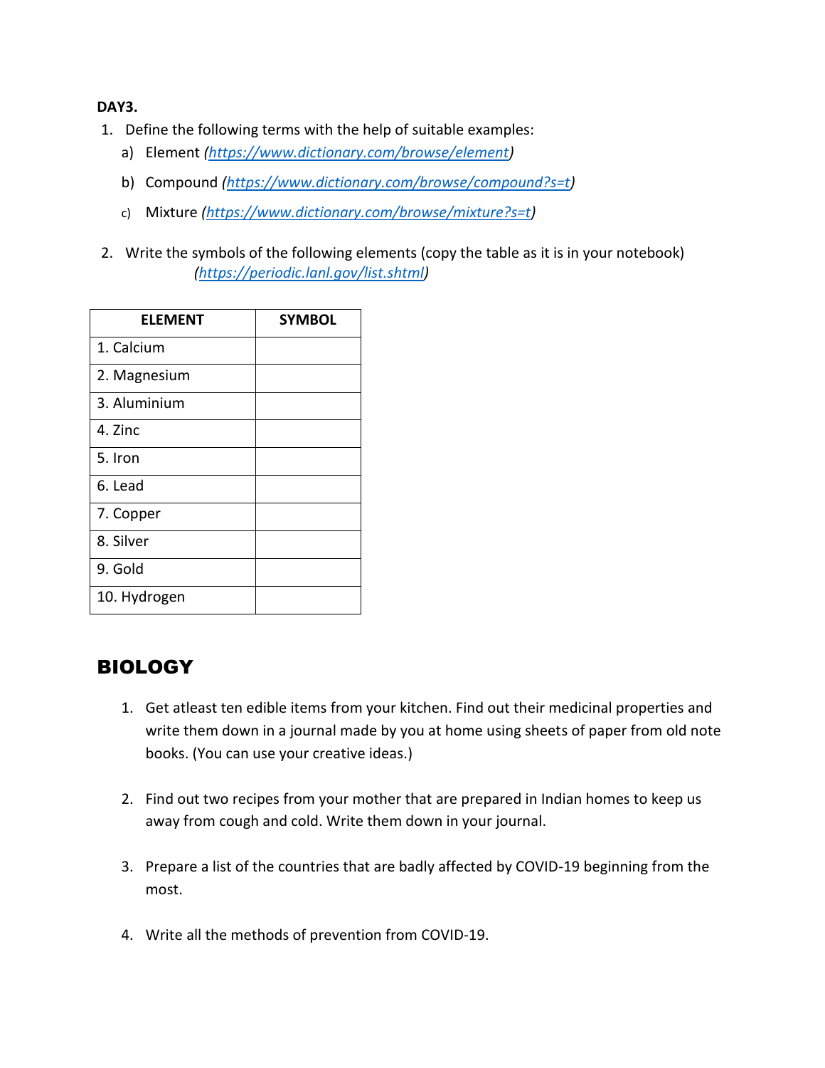**DAY3.**

1. Define the following terms with the help of suitable examples:
   a) Element *(https://www.dictionary.com/browse/element)*
   b) Compound *(https://www.dictionary.com/browse/compound?s=t)*
   c) Mixture *(https://www.dictionary.com/browse/mixture?s=t)*

2. Write the symbols of the following elements (copy the table as it is in your notebook) *(https://periodic.lanl.gov/list.shtml)*

| ELEMENT | SYMBOL |
|---|---|
| 1. Calcium | |
| 2. Magnesium | |
| 3. Aluminium | |
| 4. Zinc | |
| 5. Iron | |
| 6. Lead | |
| 7. Copper | |
| 8. Silver | |
| 9. Gold | |
| 10. Hydrogen | |

## BIOLOGY

1. Get atleast ten edible items from your kitchen. Find out their medicinal properties and write them down in a journal made by you at home using sheets of paper from old note books. (You can use your creative ideas.)

2. Find out two recipes from your mother that are prepared in Indian homes to keep us away from cough and cold. Write them down in your journal.

3. Prepare a list of the countries that are badly affected by COVID-19 beginning from the most.

4. Write all the methods of prevention from COVID-19.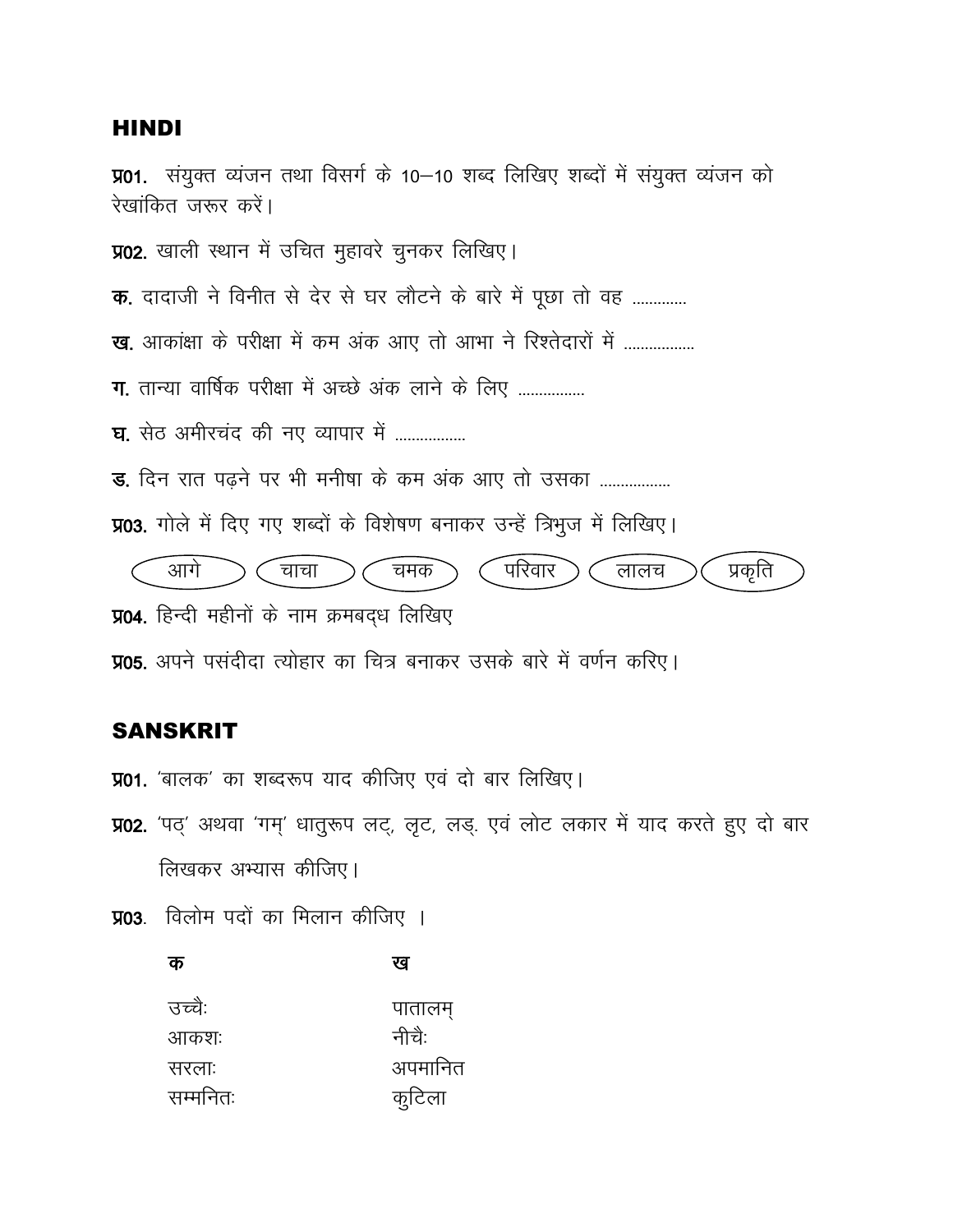## HINDI

**प्र01.** संयुक्त व्यंजन तथा विसर्ग के 10–10 शब्द लिखिए शब्दों में संयुक्त व्यंजन को रेखांकित जरूर करें।

**प्र02.** खाली स्थान में उचित मुहावरे चुनकर लिखिए।

**क.** दादाजी ने विनीत से देर से घर लौटने के बारे में पूछा तो वह ............

**ख.** आकांक्षा के परीक्षा में कम अंक आए तो आभा ने रिश्तेदारों में ................

**ग.** तान्या वार्षिक परीक्षा में अच्छे अंक लाने के लिए ...............

**घ.** सेठ अमीरचंद की नए व्यापार में ................

**ङ.** दिन रात पढ़ने पर भी मनीषा के कम अंक आए तो उसका ................

**प्र03.** गोले में दिए गए शब्दों के विशेषण बनाकर उन्हें त्रिभुज में लिखिए।

आगे | चाचा | चमक | परिवार | लालच | प्रकृति

**प्र04.** हिन्दी महीनों के नाम क्रमबद्ध लिखिए

**प्र05.** अपने पसंदीदा त्योहार का चित्र बनाकर उसके बारे में वर्णन करिए।

## SANSKRIT

**प्र01.** 'बालक' का शब्दरूप याद कीजिए एवं दो बार लिखिए।

**प्र02.** 'पठ्' अथवा 'गम्' धातुरूप लट्, लृट, लङ् एवं लोट लकार में याद करते हुए दो बार लिखकर अभ्यास कीजिए।

**प्र03.** विलोम पदों का मिलान कीजिए ।

| क | ख |
| --- | --- |
| उच्चैः | पातालम् |
| आकशः | नीचैः |
| सरलाः | अपमानित |
| सम्मनितः | कुटिला |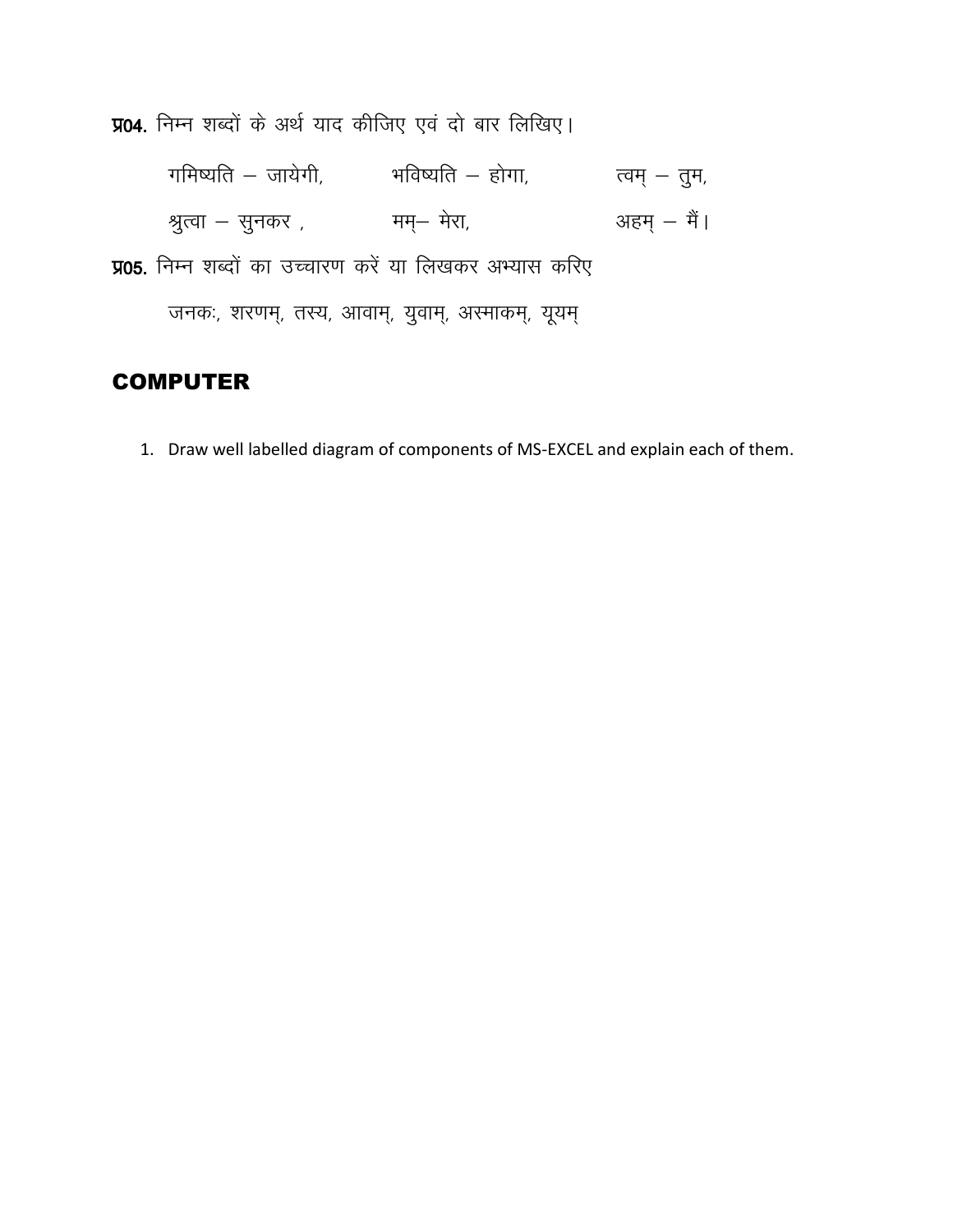**प्र04.** निम्न शब्दों के अर्थ याद कीजिए एवं दो बार लिखिए।

| | | |
|---|---|---|
| गमिष्यति – जायेगी, | भविष्यति – होगा, | त्वम् – तुम, |
| श्रुत्वा – सुनकर , | मम्– मेरा, | अहम् – मैं। |

**प्र05.** निम्न शब्दों का उच्चारण करें या लिखकर अभ्यास करिए

जनकः, शरणम्, तस्य, आवाम्, युवाम्, अस्माकम्, यूयम्

## COMPUTER

1. Draw well labelled diagram of components of MS-EXCEL and explain each of them.